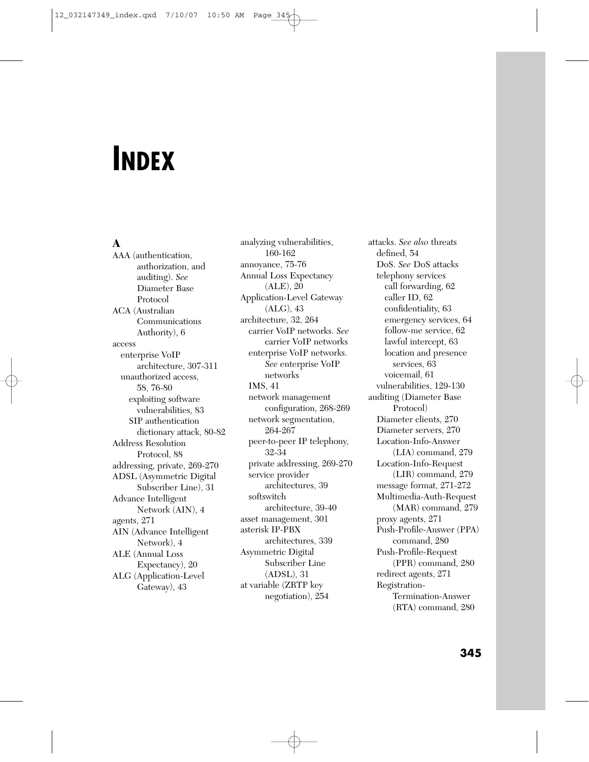# INDEX

## A

AAA (authentication, authorization, and auditing). *See* Diameter Base Protocol
ACA (Australian Communications Authority), 6
access
  enterprise VoIP architecture, 307-311
  unauthorized access, 58, 76-80
    exploiting software vulnerabilities, 83
    SIP authentication dictionary attack, 80-82
Address Resolution Protocol, 88
addressing, private, 269-270
ADSL (Asymmetric Digital Subscriber Line), 31
Advance Intelligent Network (AIN), 4
agents, 271
AIN (Advance Intelligent Network), 4
ALE (Annual Loss Expectancy), 20
ALG (Application-Level Gateway), 43
analyzing vulnerabilities, 160-162
annoyance, 75-76
Annual Loss Expectancy (ALE), 20
Application-Level Gateway (ALG), 43
architecture, 32, 264
  carrier VoIP networks. *See* carrier VoIP networks
  enterprise VoIP networks. *See* enterprise VoIP networks
  IMS, 41
  network management configuration, 268-269
  network segmentation, 264-267
  peer-to-peer IP telephony, 32-34
  private addressing, 269-270
  service provider architectures, 39
  softswitch architecture, 39-40
asset management, 301
asterisk IP-PBX architectures, 339
Asymmetric Digital Subscriber Line (ADSL), 31
at variable (ZRTP key negotiation), 254
attacks. *See also* threats
  defined, 54
  DoS. *See* DoS attacks
  telephony services
    call forwarding, 62
    caller ID, 62
    confidentiality, 63
    emergency services, 64
    follow-me service, 62
    lawful intercept, 63
    location and presence services, 63
    voicemail, 61
  vulnerabilities, 129-130
auditing (Diameter Base Protocol)
  Diameter clients, 270
  Diameter servers, 270
  Location-Info-Answer (LIA) command, 279
  Location-Info-Request (LIR) command, 279
  message format, 271-272
  Multimedia-Auth-Request (MAR) command, 279
  proxy agents, 271
  Push-Profile-Answer (PPA) command, 280
  Push-Profile-Request (PPR) command, 280
  redirect agents, 271
  Registration-Termination-Answer (RTA) command, 280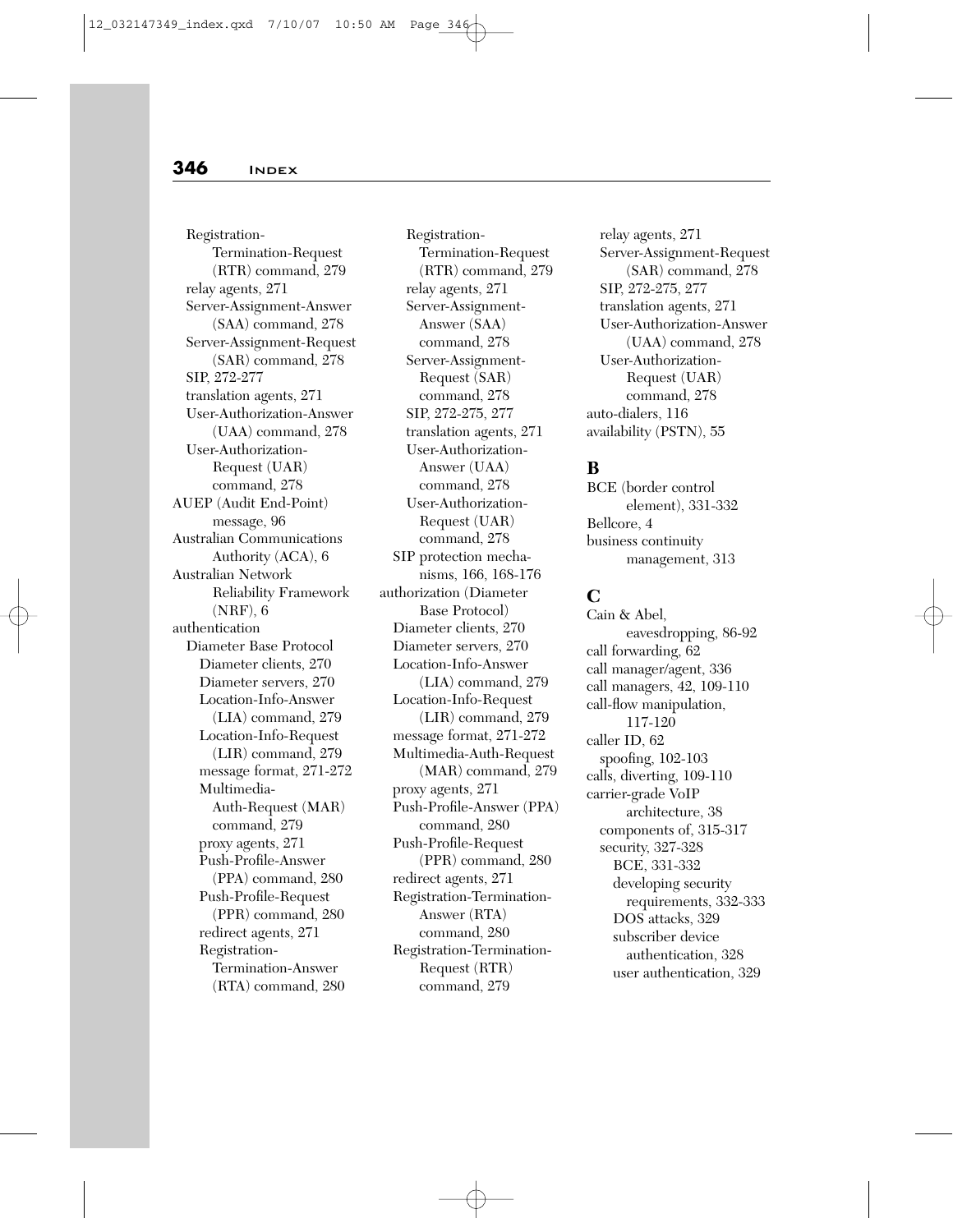Registration-Termination-Request (RTR) command, 279
relay agents, 271
Server-Assignment-Answer (SAA) command, 278
Server-Assignment-Request (SAR) command, 278
SIP, 272-277
translation agents, 271
User-Authorization-Answer (UAA) command, 278
User-Authorization-Request (UAR) command, 278

AUEP (Audit End-Point) message, 96
Australian Communications Authority (ACA), 6
Australian Network Reliability Framework (NRF), 6
authentication
- Diameter Base Protocol
  - Diameter clients, 270
  - Diameter servers, 270
  - Location-Info-Answer (LIA) command, 279
  - Location-Info-Request (LIR) command, 279
  - message format, 271-272
  - Multimedia-Auth-Request (MAR) command, 279
  - proxy agents, 271
  - Push-Profile-Answer (PPA) command, 280
  - Push-Profile-Request (PPR) command, 280
  - redirect agents, 271
  - Registration-Termination-Answer (RTA) command, 280
  - Registration-Termination-Request (RTR) command, 279
  - relay agents, 271
  - Server-Assignment-Answer (SAA) command, 278
  - Server-Assignment-Request (SAR) command, 278
  - SIP, 272-275, 277
  - translation agents, 271
  - User-Authorization-Answer (UAA) command, 278
  - User-Authorization-Request (UAR) command, 278
- SIP protection mechanisms, 166, 168-176

authorization (Diameter Base Protocol)
- Diameter clients, 270
- Diameter servers, 270
- Location-Info-Answer (LIA) command, 279
- Location-Info-Request (LIR) command, 279
- message format, 271-272
- Multimedia-Auth-Request (MAR) command, 279
- proxy agents, 271
- Push-Profile-Answer (PPA) command, 280
- Push-Profile-Request (PPR) command, 280
- redirect agents, 271
- Registration-Termination-Answer (RTA) command, 280
- Registration-Termination-Request (RTR) command, 279
- relay agents, 271
- Server-Assignment-Request (SAR) command, 278
- SIP, 272-275, 277
- translation agents, 271
- User-Authorization-Answer (UAA) command, 278
- User-Authorization-Request (UAR) command, 278

auto-dialers, 116
availability (PSTN), 55

## B

BCE (border control element), 331-332
Bellcore, 4
business continuity management, 313

## C

Cain & Abel, eavesdropping, 86-92
call forwarding, 62
call manager/agent, 336
call managers, 42, 109-110
call-flow manipulation, 117-120
caller ID, 62
- spoofing, 102-103

calls, diverting, 109-110
carrier-grade VoIP architecture, 38
- components of, 315-317
- security, 327-328
  - BCE, 331-332
  - developing security requirements, 332-333
  - DOS attacks, 329
  - subscriber device authentication, 328
  - user authentication, 329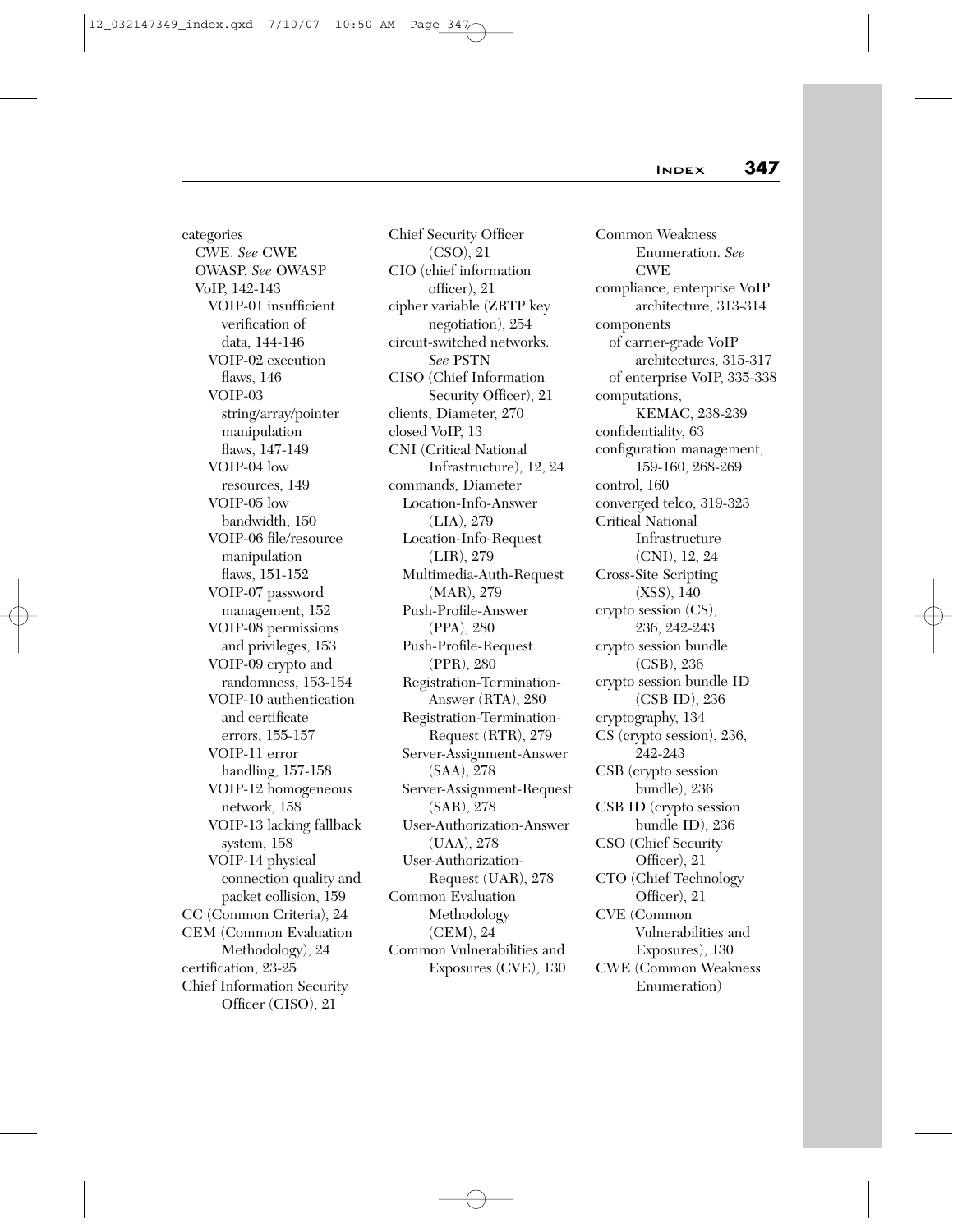categories
- CWE. *See* CWE
- OWASP. *See* OWASP
- VoIP, 142-143
  - VOIP-01 insufficient verification of data, 144-146
  - VOIP-02 execution flaws, 146
  - VOIP-03 string/array/pointer manipulation flaws, 147-149
  - VOIP-04 low resources, 149
  - VOIP-05 low bandwidth, 150
  - VOIP-06 file/resource manipulation flaws, 151-152
  - VOIP-07 password management, 152
  - VOIP-08 permissions and privileges, 153
  - VOIP-09 crypto and randomness, 153-154
  - VOIP-10 authentication and certificate errors, 155-157
  - VOIP-11 error handling, 157-158
  - VOIP-12 homogeneous network, 158
  - VOIP-13 lacking fallback system, 158
  - VOIP-14 physical connection quality and packet collision, 159

CC (Common Criteria), 24
CEM (Common Evaluation Methodology), 24
certification, 23-25
Chief Information Security Officer (CISO), 21
Chief Security Officer (CSO), 21
CIO (chief information officer), 21
cipher variable (ZRTP key negotiation), 254
circuit-switched networks. *See* PSTN
CISO (Chief Information Security Officer), 21
clients, Diameter, 270
closed VoIP, 13
CNI (Critical National Infrastructure), 12, 24
commands, Diameter
- Location-Info-Answer (LIA), 279
- Location-Info-Request (LIR), 279
- Multimedia-Auth-Request (MAR), 279
- Push-Profile-Answer (PPA), 280
- Push-Profile-Request (PPR), 280
- Registration-Termination-Answer (RTA), 280
- Registration-Termination-Request (RTR), 279
- Server-Assignment-Answer (SAA), 278
- Server-Assignment-Request (SAR), 278
- User-Authorization-Answer (UAA), 278
- User-Authorization-Request (UAR), 278

Common Evaluation Methodology (CEM), 24
Common Vulnerabilities and Exposures (CVE), 130
Common Weakness Enumeration. *See* CWE
compliance, enterprise VoIP architecture, 313-314
components
- of carrier-grade VoIP architectures, 315-317
- of enterprise VoIP, 335-338

computations, KEMAC, 238-239
confidentiality, 63
configuration management, 159-160, 268-269
control, 160
converged telco, 319-323
Critical National Infrastructure (CNI), 12, 24
Cross-Site Scripting (XSS), 140
crypto session (CS), 236, 242-243
crypto session bundle (CSB), 236
crypto session bundle ID (CSB ID), 236
cryptography, 134
CS (crypto session), 236, 242-243
CSB (crypto session bundle), 236
CSB ID (crypto session bundle ID), 236
CSO (Chief Security Officer), 21
CTO (Chief Technology Officer), 21
CVE (Common Vulnerabilities and Exposures), 130
CWE (Common Weakness Enumeration)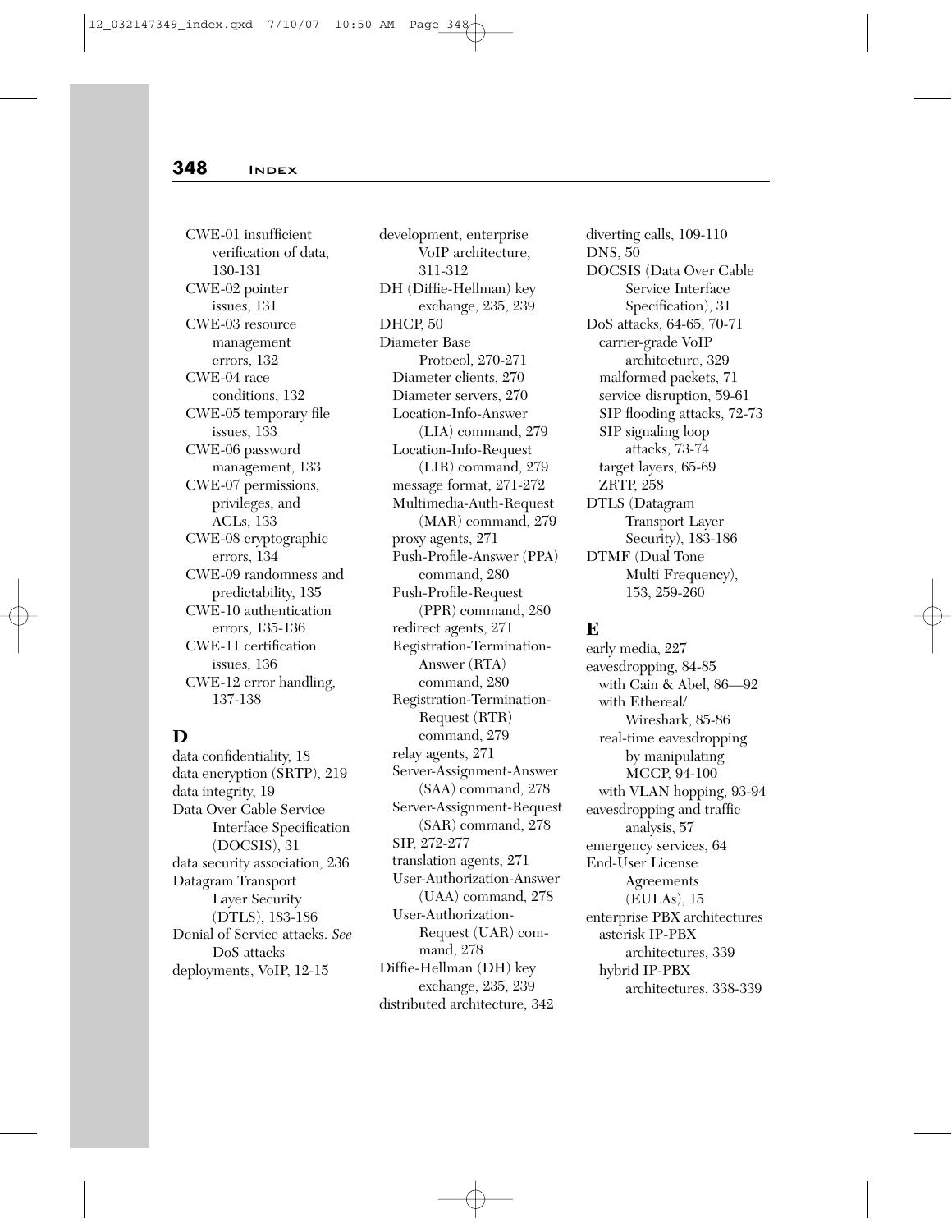CWE-01 insufficient verification of data, 130-131
CWE-02 pointer issues, 131
CWE-03 resource management errors, 132
CWE-04 race conditions, 132
CWE-05 temporary file issues, 133
CWE-06 password management, 133
CWE-07 permissions, privileges, and ACLs, 133
CWE-08 cryptographic errors, 134
CWE-09 randomness and predictability, 135
CWE-10 authentication errors, 135-136
CWE-11 certification issues, 136
CWE-12 error handling, 137-138

## D

data confidentiality, 18
data encryption (SRTP), 219
data integrity, 19
Data Over Cable Service Interface Specification (DOCSIS), 31
data security association, 236
Datagram Transport Layer Security (DTLS), 183-186
Denial of Service attacks. *See* DoS attacks
deployments, VoIP, 12-15
development, enterprise VoIP architecture, 311-312
DH (Diffie-Hellman) key exchange, 235, 239
DHCP, 50
Diameter Base Protocol, 270-271
- Diameter clients, 270
- Diameter servers, 270
- Location-Info-Answer (LIA) command, 279
- Location-Info-Request (LIR) command, 279
- message format, 271-272
- Multimedia-Auth-Request (MAR) command, 279
- proxy agents, 271
- Push-Profile-Answer (PPA) command, 280
- Push-Profile-Request (PPR) command, 280
- redirect agents, 271
- Registration-Termination-Answer (RTA) command, 280
- Registration-Termination-Request (RTR) command, 279
- relay agents, 271
- Server-Assignment-Answer (SAA) command, 278
- Server-Assignment-Request (SAR) command, 278
- SIP, 272-277
- translation agents, 271
- User-Authorization-Answer (UAA) command, 278
- User-Authorization-Request (UAR) command, 278

Diffie-Hellman (DH) key exchange, 235, 239
distributed architecture, 342
diverting calls, 109-110
DNS, 50
DOCSIS (Data Over Cable Service Interface Specification), 31
DoS attacks, 64-65, 70-71
- carrier-grade VoIP architecture, 329
- malformed packets, 71
- service disruption, 59-61
- SIP flooding attacks, 72-73
- SIP signaling loop attacks, 73-74
- target layers, 65-69
- ZRTP, 258

DTLS (Datagram Transport Layer Security), 183-186
DTMF (Dual Tone Multi Frequency), 153, 259-260

## E

early media, 227
eavesdropping, 84-85
- with Cain & Abel, 86—92
- with Ethereal/ Wireshark, 85-86
- real-time eavesdropping by manipulating MGCP, 94-100
- with VLAN hopping, 93-94

eavesdropping and traffic analysis, 57
emergency services, 64
End-User License Agreements (EULAs), 15
enterprise PBX architectures
- asterisk IP-PBX architectures, 339
- hybrid IP-PBX architectures, 338-339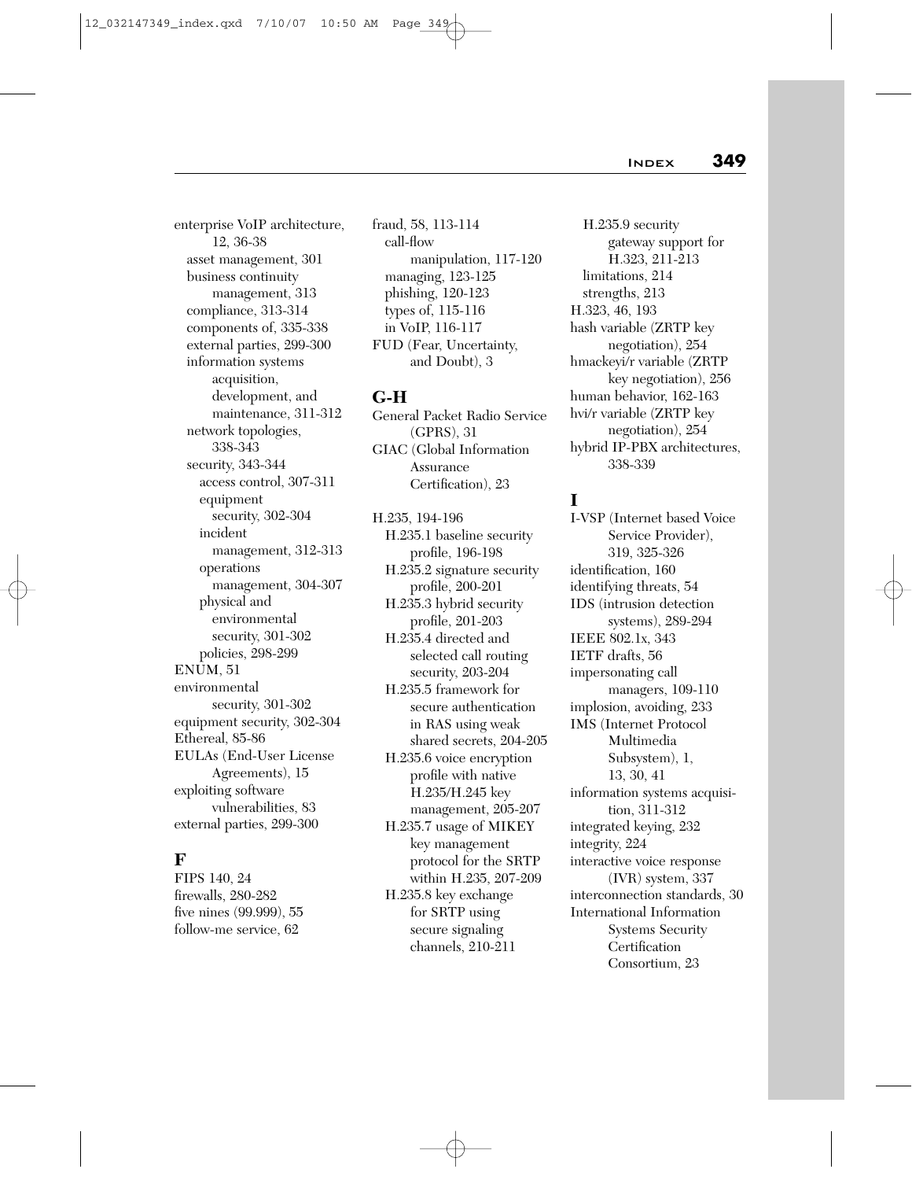enterprise VoIP architecture, 12, 36-38
- asset management, 301
- business continuity management, 313
- compliance, 313-314
- components of, 335-338
- external parties, 299-300
- information systems acquisition, development, and maintenance, 311-312
- network topologies, 338-343
- security, 343-344
  - access control, 307-311
  - equipment security, 302-304
  - incident management, 312-313
  - operations management, 304-307
  - physical and environmental security, 301-302
  - policies, 298-299

ENUM, 51

environmental security, 301-302

equipment security, 302-304

Ethereal, 85-86

EULAs (End-User License Agreements), 15

exploiting software vulnerabilities, 83

external parties, 299-300

## F

FIPS 140, 24

firewalls, 280-282

five nines (99.999), 55

follow-me service, 62

fraud, 58, 113-114
- call-flow manipulation, 117-120
- managing, 123-125
- phishing, 120-123
- types of, 115-116
- in VoIP, 116-117

FUD (Fear, Uncertainty, and Doubt), 3

## G-H

General Packet Radio Service (GPRS), 31

GIAC (Global Information Assurance Certification), 23

H.235, 194-196
- H.235.1 baseline security profile, 196-198
- H.235.2 signature security profile, 200-201
- H.235.3 hybrid security profile, 201-203
- H.235.4 directed and selected call routing security, 203-204
- H.235.5 framework for secure authentication in RAS using weak shared secrets, 204-205
- H.235.6 voice encryption profile with native H.235/H.245 key management, 205-207
- H.235.7 usage of MIKEY key management protocol for the SRTP within H.235, 207-209
- H.235.8 key exchange for SRTP using secure signaling channels, 210-211
- H.235.9 security gateway support for H.323, 211-213
- limitations, 214
- strengths, 213

H.323, 46, 193

hash variable (ZRTP key negotiation), 254

hmackeyi/r variable (ZRTP key negotiation), 256

human behavior, 162-163

hvi/r variable (ZRTP key negotiation), 254

hybrid IP-PBX architectures, 338-339

## I

I-VSP (Internet based Voice Service Provider), 319, 325-326

identification, 160

identifying threats, 54

IDS (intrusion detection systems), 289-294

IEEE 802.1x, 343

IETF drafts, 56

impersonating call managers, 109-110

implosion, avoiding, 233

IMS (Internet Protocol Multimedia Subsystem), 1, 13, 30, 41

information systems acquisition, 311-312

integrated keying, 232

integrity, 224

interactive voice response (IVR) system, 337

interconnection standards, 30

International Information Systems Security Certification Consortium, 23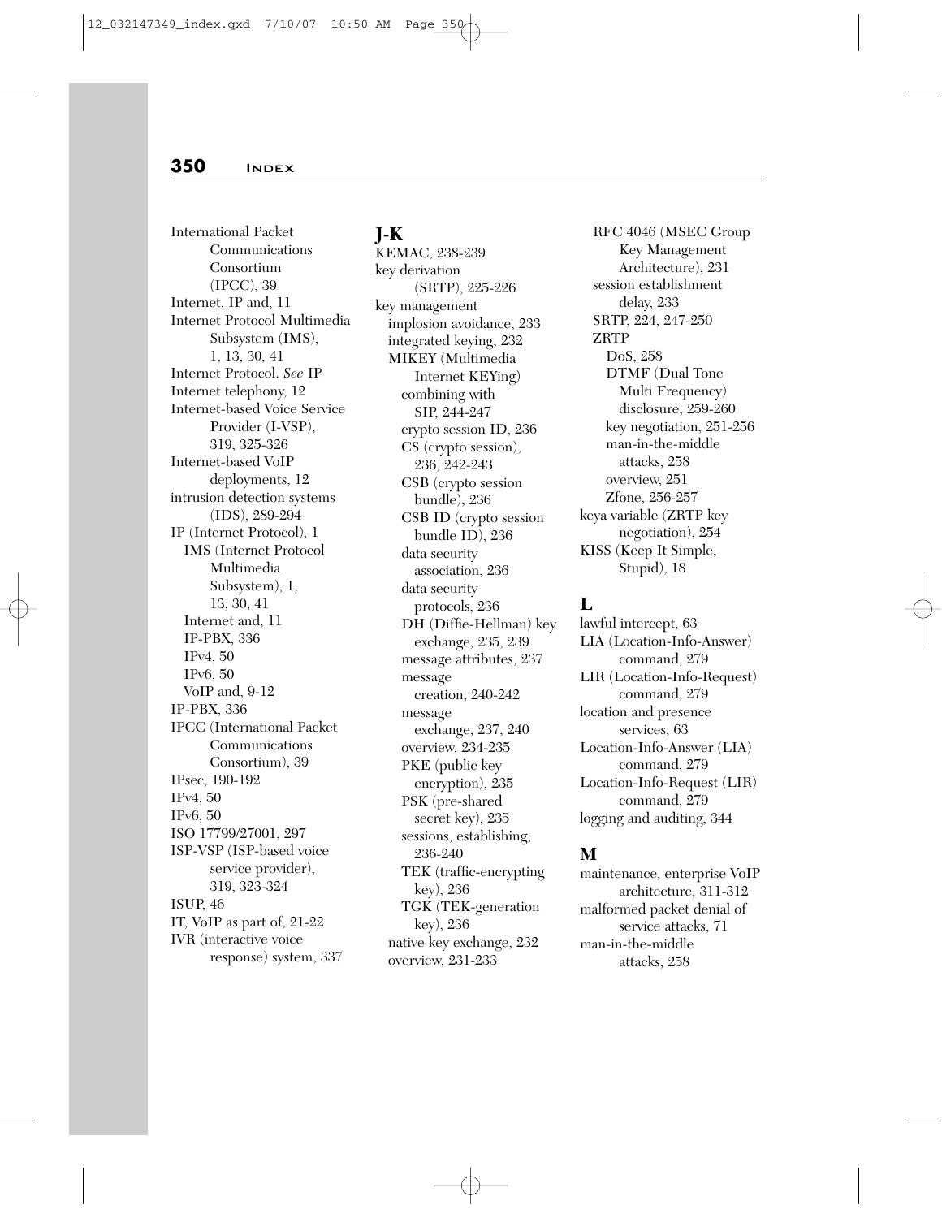International Packet Communications Consortium (IPCC), 39
Internet, IP and, 11
Internet Protocol Multimedia Subsystem (IMS), 1, 13, 30, 41
Internet Protocol. *See* IP
Internet telephony, 12
Internet-based Voice Service Provider (I-VSP), 319, 325-326
Internet-based VoIP deployments, 12
intrusion detection systems (IDS), 289-294
IP (Internet Protocol), 1
- IMS (Internet Protocol Multimedia Subsystem), 1, 13, 30, 41
- Internet and, 11
- IP-PBX, 336
- IPv4, 50
- IPv6, 50
- VoIP and, 9-12

IP-PBX, 336
IPCC (International Packet Communications Consortium), 39
IPsec, 190-192
IPv4, 50
IPv6, 50
ISO 17799/27001, 297
ISP-VSP (ISP-based voice service provider), 319, 323-324
ISUP, 46
IT, VoIP as part of, 21-22
IVR (interactive voice response) system, 337

## J-K

KEMAC, 238-239
key derivation (SRTP), 225-226
key management
- implosion avoidance, 233
- integrated keying, 232
- MIKEY (Multimedia Internet KEYing)
  - combining with SIP, 244-247
  - crypto session ID, 236
  - CS (crypto session), 236, 242-243
  - CSB (crypto session bundle), 236
  - CSB ID (crypto session bundle ID), 236
  - data security association, 236
  - data security protocols, 236
  - DH (Diffie-Hellman) key exchange, 235, 239
  - message attributes, 237
  - message creation, 240-242
  - message exchange, 237, 240
  - overview, 234-235
  - PKE (public key encryption), 235
  - PSK (pre-shared secret key), 235
  - sessions, establishing, 236-240
  - TEK (traffic-encrypting key), 236
  - TGK (TEK-generation key), 236
- native key exchange, 232
- overview, 231-233
- RFC 4046 (MSEC Group Key Management Architecture), 231
- session establishment delay, 233
- SRTP, 224, 247-250
- ZRTP
  - DoS, 258
  - DTMF (Dual Tone Multi Frequency) disclosure, 259-260
  - key negotiation, 251-256
  - man-in-the-middle attacks, 258
  - overview, 251
  - Zfone, 256-257

keya variable (ZRTP key negotiation), 254
KISS (Keep It Simple, Stupid), 18

## L

lawful intercept, 63
LIA (Location-Info-Answer) command, 279
LIR (Location-Info-Request) command, 279
location and presence services, 63
Location-Info-Answer (LIA) command, 279
Location-Info-Request (LIR) command, 279
logging and auditing, 344

## M

maintenance, enterprise VoIP architecture, 311-312
malformed packet denial of service attacks, 71
man-in-the-middle attacks, 258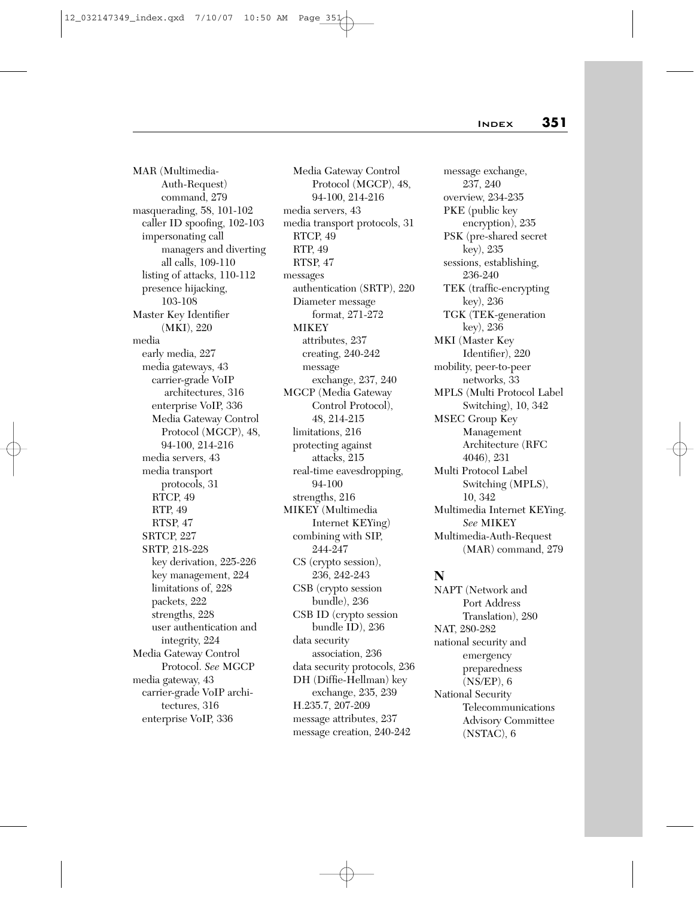MAR (Multimedia-Auth-Request) command, 279
masquerading, 58, 101-102
- caller ID spoofing, 102-103
- impersonating call managers and diverting all calls, 109-110
- listing of attacks, 110-112
- presence hijacking, 103-108

Master Key Identifier (MKI), 220
media
- early media, 227
- media gateways, 43
  - carrier-grade VoIP architectures, 316
  - enterprise VoIP, 336
  - Media Gateway Control Protocol (MGCP), 48, 94-100, 214-216
- media servers, 43
- media transport protocols, 31
  - RTCP, 49
  - RTP, 49
  - RTSP, 47
- SRTCP, 227
- SRTP, 218-228
  - key derivation, 225-226
  - key management, 224
  - limitations of, 228
  - packets, 222
  - strengths, 228
  - user authentication and integrity, 224

Media Gateway Control Protocol. *See* MGCP
media gateway, 43
- carrier-grade VoIP architectures, 316
- enterprise VoIP, 336
- Media Gateway Control Protocol (MGCP), 48, 94-100, 214-216

media servers, 43
media transport protocols, 31
- RTCP, 49
- RTP, 49
- RTSP, 47

messages
- authentication (SRTP), 220
- Diameter message format, 271-272
- MIKEY
  - attributes, 237
  - creating, 240-242
  - message exchange, 237, 240

MGCP (Media Gateway Control Protocol), 48, 214-215
- limitations, 216
- protecting against attacks, 215
- real-time eavesdropping, 94-100
- strengths, 216

MIKEY (Multimedia Internet KEYing)
- combining with SIP, 244-247
- CS (crypto session), 236, 242-243
- CSB (crypto session bundle), 236
- CSB ID (crypto session bundle ID), 236
- data security association, 236
- data security protocols, 236
- DH (Diffie-Hellman) key exchange, 235, 239
- H.235.7, 207-209
- message attributes, 237
- message creation, 240-242
- message exchange, 237, 240
- overview, 234-235
- PKE (public key encryption), 235
- PSK (pre-shared secret key), 235
- sessions, establishing, 236-240
- TEK (traffic-encrypting key), 236
- TGK (TEK-generation key), 236

MKI (Master Key Identifier), 220
mobility, peer-to-peer networks, 33
MPLS (Multi Protocol Label Switching), 10, 342
MSEC Group Key Management Architecture (RFC 4046), 231
Multi Protocol Label Switching (MPLS), 10, 342
Multimedia Internet KEYing. *See* MIKEY
Multimedia-Auth-Request (MAR) command, 279

## N

NAPT (Network and Port Address Translation), 280
NAT, 280-282
national security and emergency preparedness (NS/EP), 6
National Security Telecommunications Advisory Committee (NSTAC), 6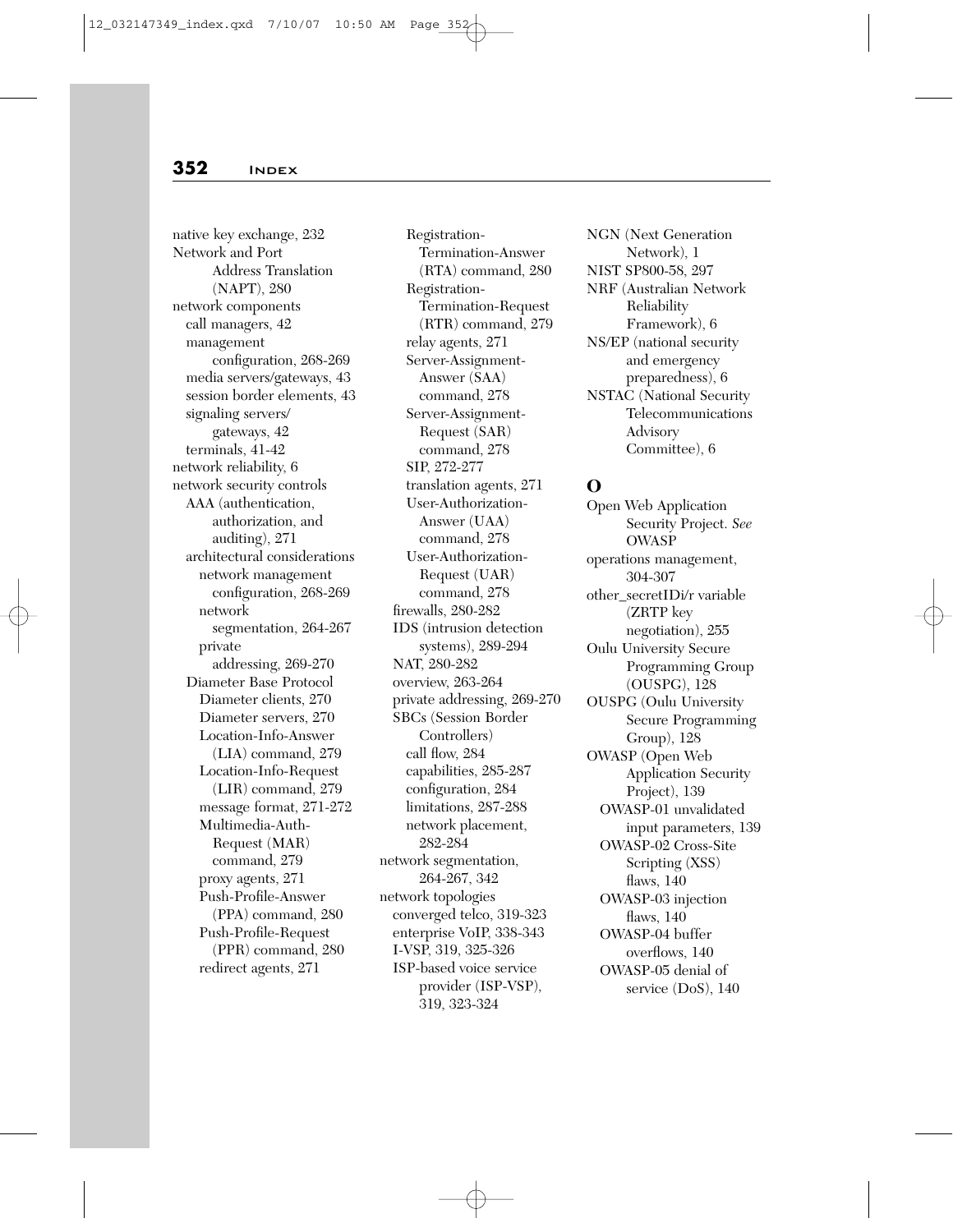native key exchange, 232
Network and Port Address Translation (NAPT), 280
network components
  call managers, 42
  management configuration, 268-269
  media servers/gateways, 43
  session border elements, 43
  signaling servers/gateways, 42
  terminals, 41-42
network reliability, 6
network security controls
  AAA (authentication, authorization, and auditing), 271
  architectural considerations
    network management configuration, 268-269
    network segmentation, 264-267
    private addressing, 269-270
  Diameter Base Protocol
    Diameter clients, 270
    Diameter servers, 270
    Location-Info-Answer (LIA) command, 279
    Location-Info-Request (LIR) command, 279
    message format, 271-272
    Multimedia-Auth-Request (MAR) command, 279
    proxy agents, 271
    Push-Profile-Answer (PPA) command, 280
    Push-Profile-Request (PPR) command, 280
    redirect agents, 271
    Registration-Termination-Answer (RTA) command, 280
    Registration-Termination-Request (RTR) command, 279
    relay agents, 271
    Server-Assignment-Answer (SAA) command, 278
    Server-Assignment-Request (SAR) command, 278
    SIP, 272-277
    translation agents, 271
    User-Authorization-Answer (UAA) command, 278
    User-Authorization-Request (UAR) command, 278
  firewalls, 280-282
  IDS (intrusion detection systems), 289-294
  NAT, 280-282
  overview, 263-264
  private addressing, 269-270
  SBCs (Session Border Controllers)
    call flow, 284
    capabilities, 285-287
    configuration, 284
    limitations, 287-288
    network placement, 282-284
network segmentation, 264-267, 342
network topologies
  converged telco, 319-323
  enterprise VoIP, 338-343
  I-VSP, 319, 325-326
  ISP-based voice service provider (ISP-VSP), 319, 323-324
NGN (Next Generation Network), 1
NIST SP800-58, 297
NRF (Australian Network Reliability Framework), 6
NS/EP (national security and emergency preparedness), 6
NSTAC (National Security Telecommunications Advisory Committee), 6

## O

Open Web Application Security Project. *See* OWASP
operations management, 304-307
other_secretIDi/r variable (ZRTP key negotiation), 255
Oulu University Secure Programming Group (OUSPG), 128
OUSPG (Oulu University Secure Programming Group), 128
OWASP (Open Web Application Security Project), 139
  OWASP-01 unvalidated input parameters, 139
  OWASP-02 Cross-Site Scripting (XSS) flaws, 140
  OWASP-03 injection flaws, 140
  OWASP-04 buffer overflows, 140
  OWASP-05 denial of service (DoS), 140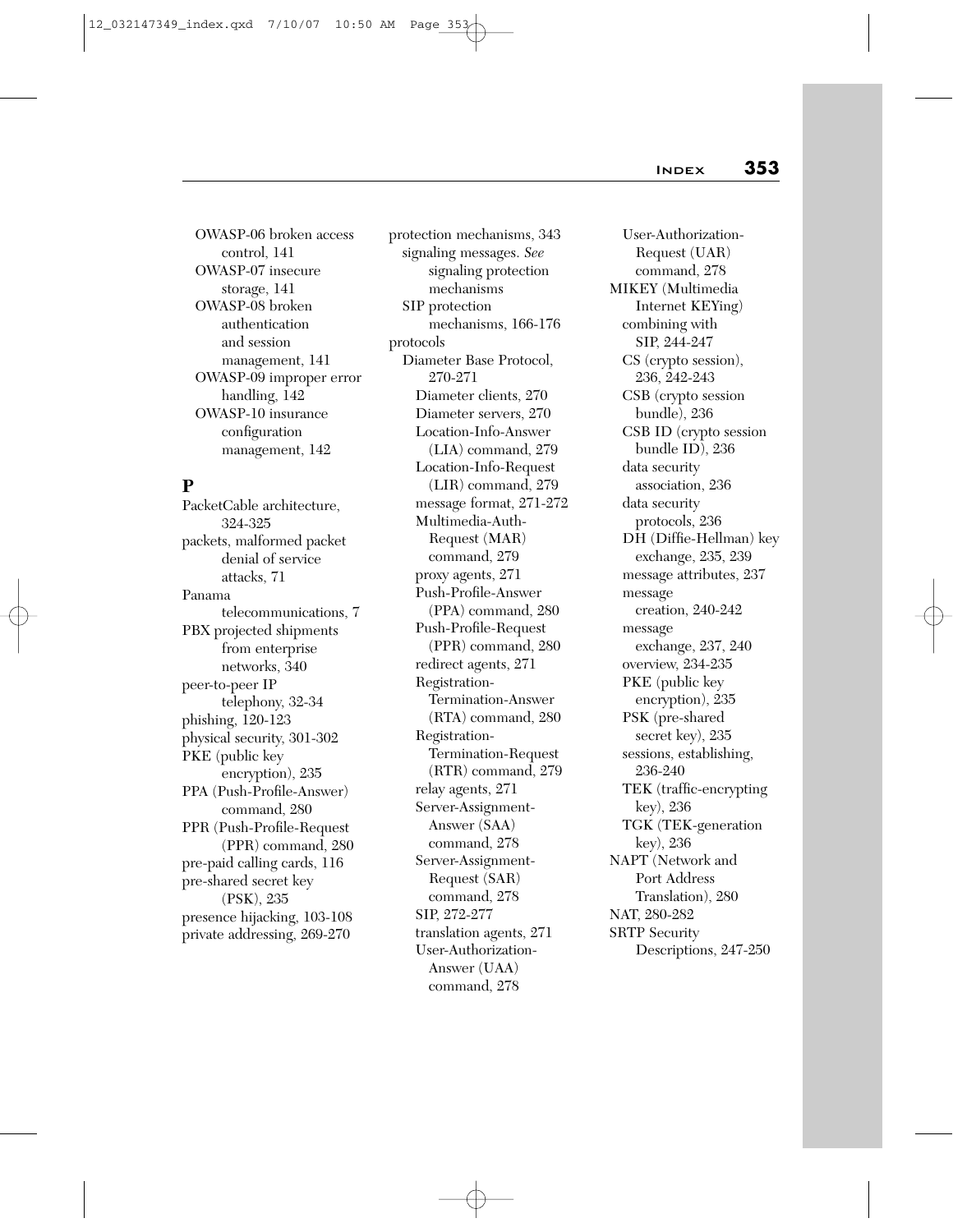OWASP-06 broken access control, 141
OWASP-07 insecure storage, 141
OWASP-08 broken authentication and session management, 141
OWASP-09 improper error handling, 142
OWASP-10 insurance configuration management, 142

## P

PacketCable architecture, 324-325
packets, malformed packet denial of service attacks, 71
Panama telecommunications, 7
PBX projected shipments from enterprise networks, 340
peer-to-peer IP telephony, 32-34
phishing, 120-123
physical security, 301-302
PKE (public key encryption), 235
PPA (Push-Profile-Answer) command, 280
PPR (Push-Profile-Request (PPR) command, 280
pre-paid calling cards, 116
pre-shared secret key (PSK), 235
presence hijacking, 103-108
private addressing, 269-270
protection mechanisms, 343
- signaling messages. *See* signaling protection mechanisms
- SIP protection mechanisms, 166-176

protocols
- Diameter Base Protocol, 270-271
  - Diameter clients, 270
  - Diameter servers, 270
  - Location-Info-Answer (LIA) command, 279
  - Location-Info-Request (LIR) command, 279
  - message format, 271-272
  - Multimedia-Auth-Request (MAR) command, 279
  - proxy agents, 271
  - Push-Profile-Answer (PPA) command, 280
  - Push-Profile-Request (PPR) command, 280
  - redirect agents, 271
  - Registration-Termination-Answer (RTA) command, 280
  - Registration-Termination-Request (RTR) command, 279
  - relay agents, 271
  - Server-Assignment-Answer (SAA) command, 278
  - Server-Assignment-Request (SAR) command, 278
  - SIP, 272-277
  - translation agents, 271
  - User-Authorization-Answer (UAA) command, 278
  - User-Authorization-Request (UAR) command, 278
- MIKEY (Multimedia Internet KEYing)
  - combining with SIP, 244-247
  - CS (crypto session), 236, 242-243
  - CSB (crypto session bundle), 236
  - CSB ID (crypto session bundle ID), 236
  - data security association, 236
  - data security protocols, 236
  - DH (Diffie-Hellman) key exchange, 235, 239
  - message attributes, 237
  - message creation, 240-242
  - message exchange, 237, 240
  - overview, 234-235
  - PKE (public key encryption), 235
  - PSK (pre-shared secret key), 235
  - sessions, establishing, 236-240
  - TEK (traffic-encrypting key), 236
  - TGK (TEK-generation key), 236
- NAPT (Network and Port Address Translation), 280
- NAT, 280-282
- SRTP Security Descriptions, 247-250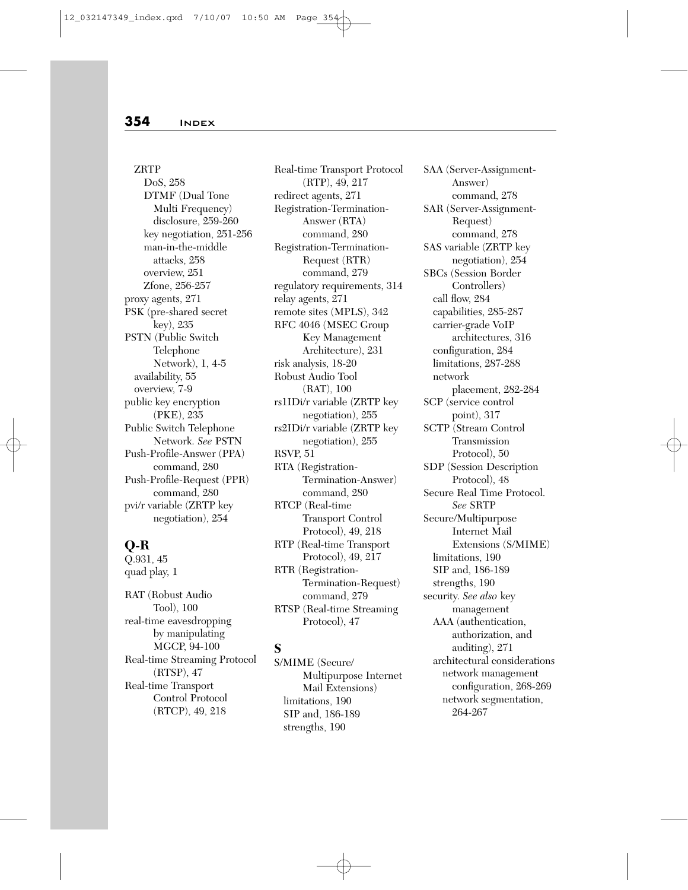ZRTP
  DoS, 258
  DTMF (Dual Tone Multi Frequency) disclosure, 259-260
  key negotiation, 251-256
  man-in-the-middle attacks, 258
  overview, 251
  Zfone, 256-257

proxy agents, 271
PSK (pre-shared secret key), 235
PSTN (Public Switch Telephone Network), 1, 4-5
  availability, 55
  overview, 7-9
public key encryption (PKE), 235
Public Switch Telephone Network. *See* PSTN
Push-Profile-Answer (PPA) command, 280
Push-Profile-Request (PPR) command, 280
pvi/r variable (ZRTP key negotiation), 254

## Q-R

Q.931, 45
quad play, 1

RAT (Robust Audio Tool), 100
real-time eavesdropping by manipulating MGCP, 94-100
Real-time Streaming Protocol (RTSP), 47
Real-time Transport Control Protocol (RTCP), 49, 218
Real-time Transport Protocol (RTP), 49, 217
redirect agents, 271
Registration-Termination-Answer (RTA) command, 280
Registration-Termination-Request (RTR) command, 279
regulatory requirements, 314
relay agents, 271
remote sites (MPLS), 342
RFC 4046 (MSEC Group Key Management Architecture), 231
risk analysis, 18-20
Robust Audio Tool (RAT), 100
rs1IDi/r variable (ZRTP key negotiation), 255
rs2IDi/r variable (ZRTP key negotiation), 255
RSVP, 51
RTA (Registration-Termination-Answer) command, 280
RTCP (Real-time Transport Control Protocol), 49, 218
RTP (Real-time Transport Protocol), 49, 217
RTR (Registration-Termination-Request) command, 279
RTSP (Real-time Streaming Protocol), 47

## S

S/MIME (Secure/Multipurpose Internet Mail Extensions)
  limitations, 190
  SIP and, 186-189
  strengths, 190
SAA (Server-Assignment-Answer) command, 278
SAR (Server-Assignment-Request) command, 278
SAS variable (ZRTP key negotiation), 254
SBCs (Session Border Controllers)
  call flow, 284
  capabilities, 285-287
  carrier-grade VoIP architectures, 316
  configuration, 284
  limitations, 287-288
  network placement, 282-284
SCP (service control point), 317
SCTP (Stream Control Transmission Protocol), 50
SDP (Session Description Protocol), 48
Secure Real Time Protocol. *See* SRTP
Secure/Multipurpose Internet Mail Extensions (S/MIME)
  limitations, 190
  SIP and, 186-189
  strengths, 190
security. *See also* key management
  AAA (authentication, authorization, and auditing), 271
  architectural considerations
    network management configuration, 268-269
    network segmentation, 264-267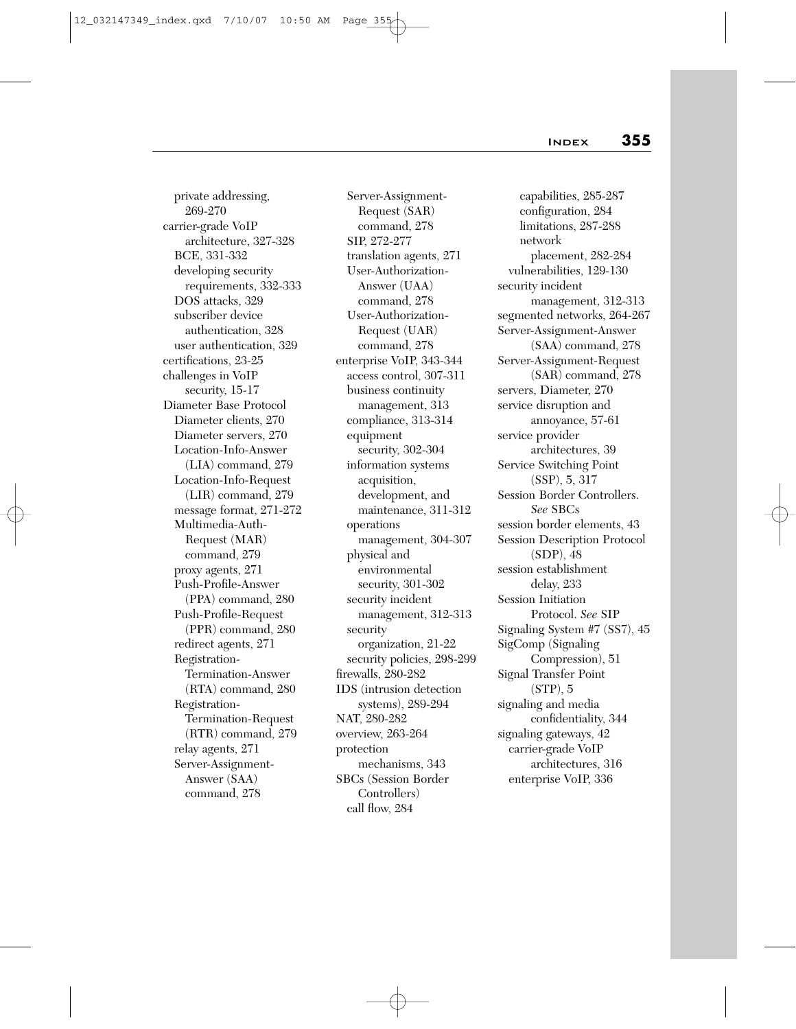private addressing, 269-270
carrier-grade VoIP architecture, 327-328
  BCE, 331-332
  developing security requirements, 332-333
  DOS attacks, 329
  subscriber device authentication, 328
  user authentication, 329
certifications, 23-25
challenges in VoIP security, 15-17
Diameter Base Protocol
  Diameter clients, 270
  Diameter servers, 270
  Location-Info-Answer (LIA) command, 279
  Location-Info-Request (LIR) command, 279
  message format, 271-272
  Multimedia-Auth-Request (MAR) command, 279
  proxy agents, 271
  Push-Profile-Answer (PPA) command, 280
  Push-Profile-Request (PPR) command, 280
  redirect agents, 271
  Registration-Termination-Answer (RTA) command, 280
  Registration-Termination-Request (RTR) command, 279
  relay agents, 271
  Server-Assignment-Answer (SAA) command, 278
  Server-Assignment-Request (SAR) command, 278
  SIP, 272-277
  translation agents, 271
  User-Authorization-Answer (UAA) command, 278
  User-Authorization-Request (UAR) command, 278
enterprise VoIP, 343-344
  access control, 307-311
  business continuity management, 313
  compliance, 313-314
  equipment security, 302-304
  information systems acquisition, development, and maintenance, 311-312
  operations management, 304-307
  physical and environmental security, 301-302
  security incident management, 312-313
  security organization, 21-22
  security policies, 298-299
firewalls, 280-282
IDS (intrusion detection systems), 289-294
NAT, 280-282
overview, 263-264
protection mechanisms, 343
SBCs (Session Border Controllers)
  call flow, 284
  capabilities, 285-287
  configuration, 284
  limitations, 287-288
  network placement, 282-284
vulnerabilities, 129-130
security incident management, 312-313
segmented networks, 264-267
Server-Assignment-Answer (SAA) command, 278
Server-Assignment-Request (SAR) command, 278
servers, Diameter, 270
service disruption and annoyance, 57-61
service provider architectures, 39
Service Switching Point (SSP), 5, 317
Session Border Controllers. *See* SBCs
session border elements, 43
Session Description Protocol (SDP), 48
session establishment delay, 233
Session Initiation Protocol. *See* SIP
Signaling System #7 (SS7), 45
SigComp (Signaling Compression), 51
Signal Transfer Point (STP), 5
signaling and media confidentiality, 344
signaling gateways, 42
  carrier-grade VoIP architectures, 316
  enterprise VoIP, 336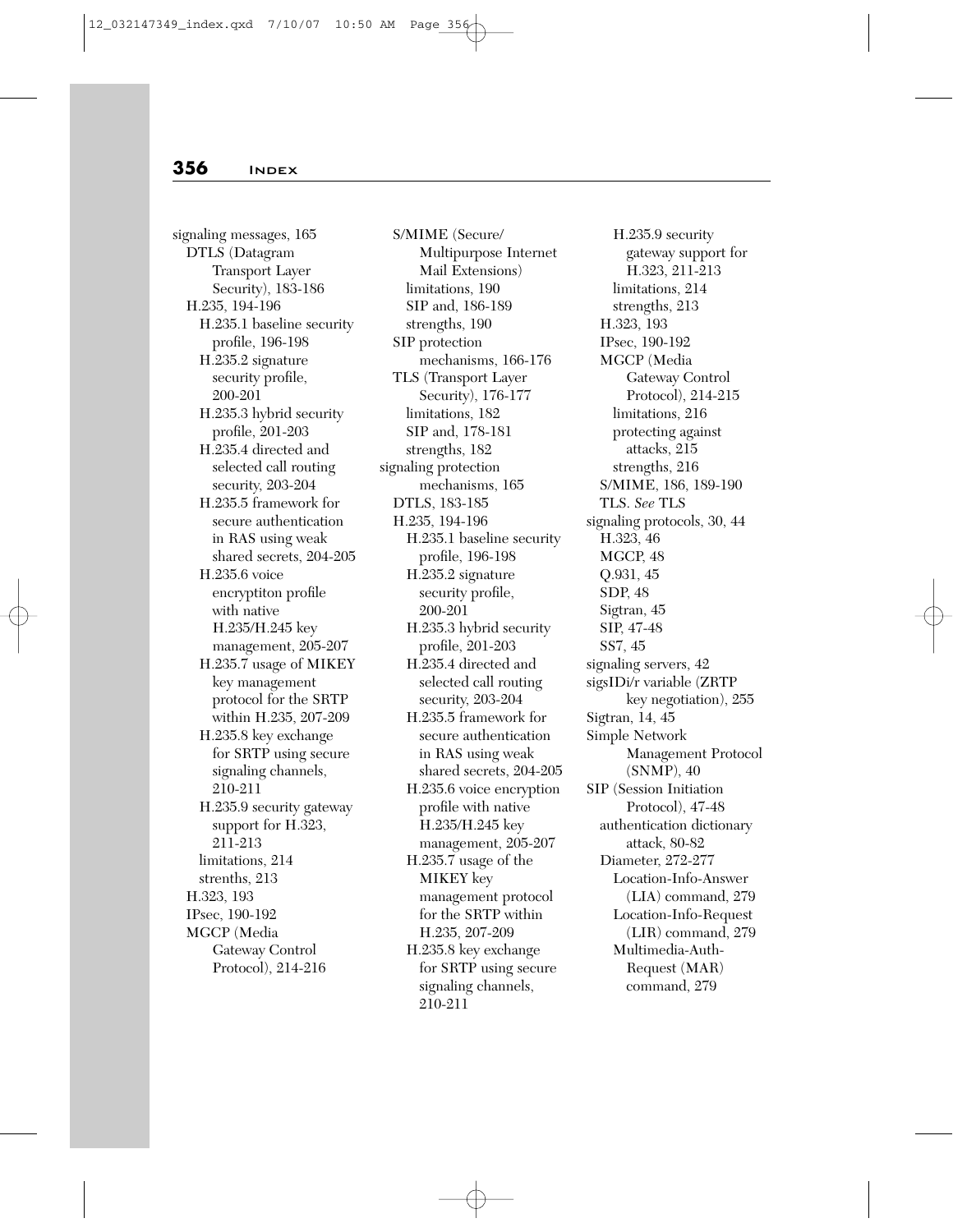signaling messages, 165
- DTLS (Datagram Transport Layer Security), 183-186
- H.235, 194-196
  - H.235.1 baseline security profile, 196-198
  - H.235.2 signature security profile, 200-201
  - H.235.3 hybrid security profile, 201-203
  - H.235.4 directed and selected call routing security, 203-204
  - H.235.5 framework for secure authentication in RAS using weak shared secrets, 204-205
  - H.235.6 voice encryptiton profile with native H.235/H.245 key management, 205-207
  - H.235.7 usage of MIKEY key management protocol for the SRTP within H.235, 207-209
  - H.235.8 key exchange for SRTP using secure signaling channels, 210-211
  - H.235.9 security gateway support for H.323, 211-213
  - limitations, 214
  - strenths, 213
- H.323, 193
- IPsec, 190-192
- MGCP (Media Gateway Control Protocol), 214-216
- S/MIME (Secure/Multipurpose Internet Mail Extensions)
  - limitations, 190
  - SIP and, 186-189
  - strengths, 190
- SIP protection mechanisms, 166-176
- TLS (Transport Layer Security), 176-177
  - limitations, 182
  - SIP and, 178-181
  - strengths, 182

signaling protection mechanisms, 165
- DTLS, 183-185
- H.235, 194-196
  - H.235.1 baseline security profile, 196-198
  - H.235.2 signature security profile, 200-201
  - H.235.3 hybrid security profile, 201-203
  - H.235.4 directed and selected call routing security, 203-204
  - H.235.5 framework for secure authentication in RAS using weak shared secrets, 204-205
  - H.235.6 voice encryption profile with native H.235/H.245 key management, 205-207
  - H.235.7 usage of the MIKEY key management protocol for the SRTP within H.235, 207-209
  - H.235.8 key exchange for SRTP using secure signaling channels, 210-211
  - H.235.9 security gateway support for H.323, 211-213
  - limitations, 214
  - strengths, 213
- H.323, 193
- IPsec, 190-192
- MGCP (Media Gateway Control Protocol), 214-215
  - limitations, 216
  - protecting against attacks, 215
  - strengths, 216
- S/MIME, 186, 189-190
- TLS. *See* TLS

signaling protocols, 30, 44
- H.323, 46
- MGCP, 48
- Q.931, 45
- SDP, 48
- Sigtran, 45
- SIP, 47-48
- SS7, 45

signaling servers, 42

sigsIDi/r variable (ZRTP key negotiation), 255

Sigtran, 14, 45

Simple Network Management Protocol (SNMP), 40

SIP (Session Initiation Protocol), 47-48
- authentication dictionary attack, 80-82
- Diameter, 272-277
  - Location-Info-Answer (LIA) command, 279
  - Location-Info-Request (LIR) command, 279
  - Multimedia-Auth-Request (MAR) command, 279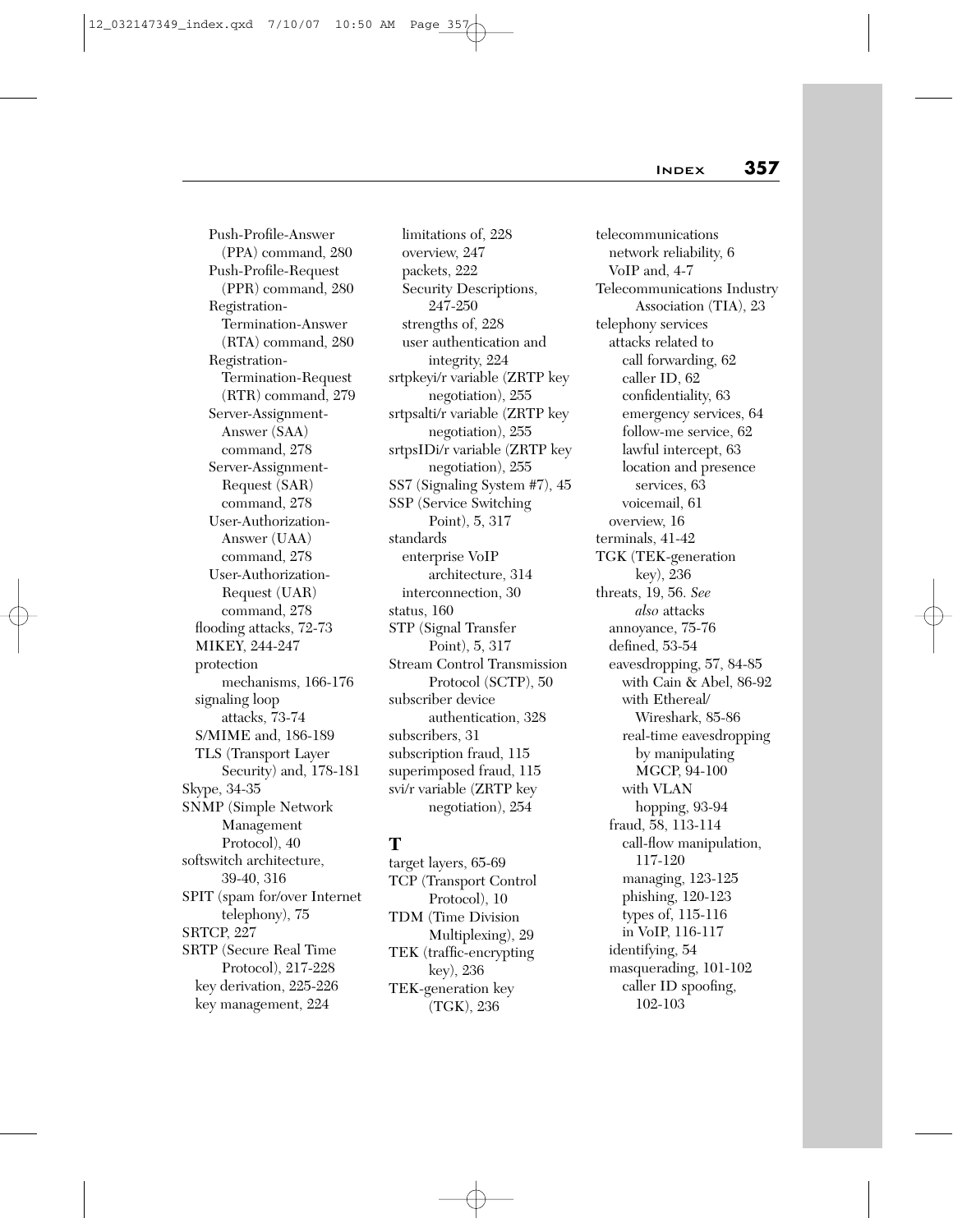Push-Profile-Answer (PPA) command, 280
Push-Profile-Request (PPR) command, 280
Registration-Termination-Answer (RTA) command, 280
Registration-Termination-Request (RTR) command, 279
Server-Assignment-Answer (SAA) command, 278
Server-Assignment-Request (SAR) command, 278
User-Authorization-Answer (UAA) command, 278
User-Authorization-Request (UAR) command, 278
flooding attacks, 72-73
MIKEY, 244-247
protection mechanisms, 166-176
signaling loop attacks, 73-74
S/MIME and, 186-189
TLS (Transport Layer Security) and, 178-181
Skype, 34-35
SNMP (Simple Network Management Protocol), 40
softswitch architecture, 39-40, 316
SPIT (spam for/over Internet telephony), 75
SRTCP, 227
SRTP (Secure Real Time Protocol), 217-228
key derivation, 225-226
key management, 224
limitations of, 228
overview, 247
packets, 222
Security Descriptions, 247-250
strengths of, 228
user authentication and integrity, 224
srtpkeyi/r variable (ZRTP key negotiation), 255
srtpsalti/r variable (ZRTP key negotiation), 255
srtpsIDi/r variable (ZRTP key negotiation), 255
SS7 (Signaling System #7), 45
SSP (Service Switching Point), 5, 317
standards
enterprise VoIP architecture, 314
interconnection, 30
status, 160
STP (Signal Transfer Point), 5, 317
Stream Control Transmission Protocol (SCTP), 50
subscriber device authentication, 328
subscribers, 31
subscription fraud, 115
superimposed fraud, 115
svi/r variable (ZRTP key negotiation), 254

## T

target layers, 65-69
TCP (Transport Control Protocol), 10
TDM (Time Division Multiplexing), 29
TEK (traffic-encrypting key), 236
TEK-generation key (TGK), 236
telecommunications
network reliability, 6
VoIP and, 4-7
Telecommunications Industry Association (TIA), 23
telephony services
attacks related to
call forwarding, 62
caller ID, 62
confidentiality, 63
emergency services, 64
follow-me service, 62
lawful intercept, 63
location and presence services, 63
voicemail, 61
overview, 16
terminals, 41-42
TGK (TEK-generation key), 236
threats, 19, 56. *See also* attacks
annoyance, 75-76
defined, 53-54
eavesdropping, 57, 84-85
with Cain & Abel, 86-92
with Ethereal/Wireshark, 85-86
real-time eavesdropping by manipulating MGCP, 94-100
with VLAN hopping, 93-94
fraud, 58, 113-114
call-flow manipulation, 117-120
managing, 123-125
phishing, 120-123
types of, 115-116
in VoIP, 116-117
identifying, 54
masquerading, 101-102
caller ID spoofing, 102-103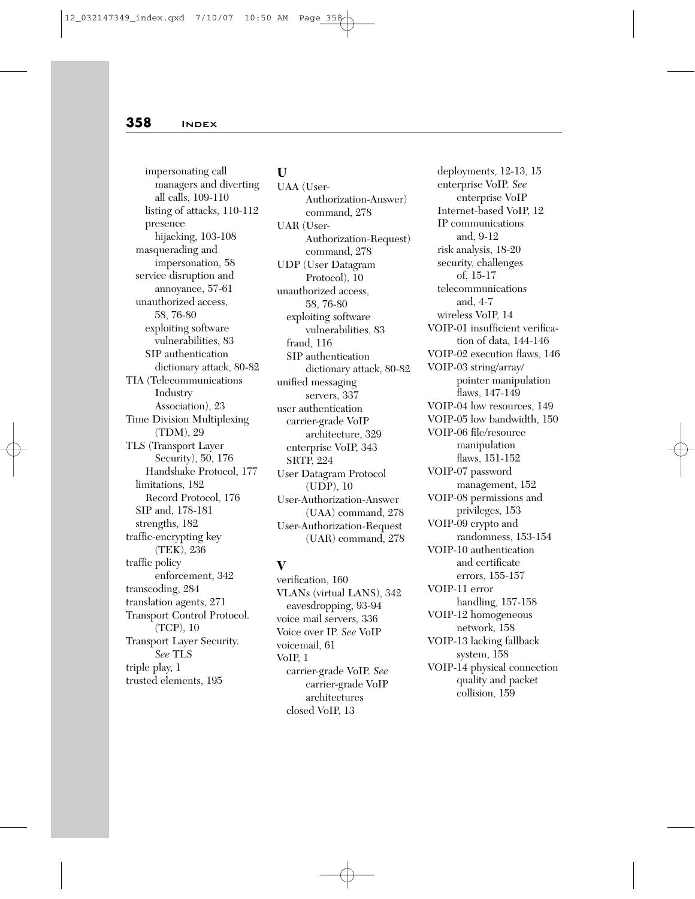impersonating call managers and diverting all calls, 109-110
listing of attacks, 110-112
presence hijacking, 103-108
masquerading and impersonation, 58
service disruption and annoyance, 57-61
unauthorized access, 58, 76-80
exploiting software vulnerabilities, 83
SIP authentication dictionary attack, 80-82

TIA (Telecommunications Industry Association), 23
Time Division Multiplexing (TDM), 29
TLS (Transport Layer Security), 50, 176
Handshake Protocol, 177
limitations, 182
Record Protocol, 176
SIP and, 178-181
strengths, 182

traffic-encrypting key (TEK), 236
traffic policy enforcement, 342
transcoding, 284
translation agents, 271
Transport Control Protocol. (TCP), 10
Transport Layer Security. *See* TLS
triple play, 1
trusted elements, 195

## U

UAA (User-Authorization-Answer) command, 278
UAR (User-Authorization-Request) command, 278
UDP (User Datagram Protocol), 10
unauthorized access, 58, 76-80
exploiting software vulnerabilities, 83
fraud, 116
SIP authentication dictionary attack, 80-82

unified messaging servers, 337
user authentication
carrier-grade VoIP architecture, 329
enterprise VoIP, 343
SRTP, 224

User Datagram Protocol (UDP), 10
User-Authorization-Answer (UAA) command, 278
User-Authorization-Request (UAR) command, 278

## V

verification, 160
VLANs (virtual LANS), 342
eavesdropping, 93-94

voice mail servers, 336
Voice over IP. *See* VoIP
voicemail, 61
VoIP, 1
carrier-grade VoIP. *See* carrier-grade VoIP architectures
closed VoIP, 13
deployments, 12-13, 15
enterprise VoIP. *See* enterprise VoIP
Internet-based VoIP, 12
IP communications and, 9-12
risk analysis, 18-20
security, challenges of, 15-17
telecommunications and, 4-7
wireless VoIP, 14

VOIP-01 insufficient verification of data, 144-146
VOIP-02 execution flaws, 146
VOIP-03 string/array/pointer manipulation flaws, 147-149
VOIP-04 low resources, 149
VOIP-05 low bandwidth, 150
VOIP-06 file/resource manipulation flaws, 151-152
VOIP-07 password management, 152
VOIP-08 permissions and privileges, 153
VOIP-09 crypto and randomness, 153-154
VOIP-10 authentication and certificate errors, 155-157
VOIP-11 error handling, 157-158
VOIP-12 homogeneous network, 158
VOIP-13 lacking fallback system, 158
VOIP-14 physical connection quality and packet collision, 159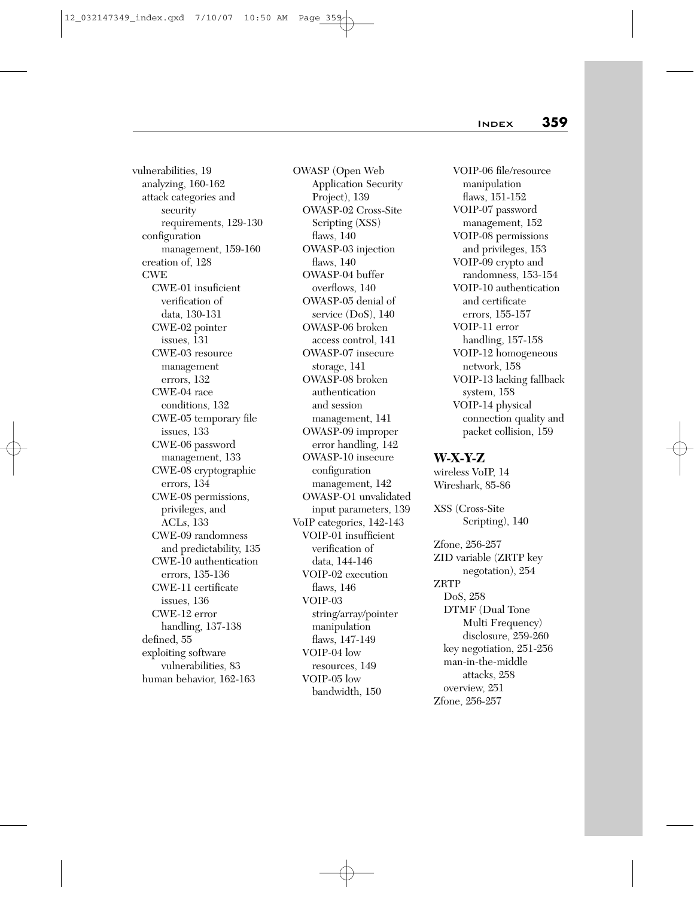vulnerabilities, 19
- analyzing, 160-162
- attack categories and security requirements, 129-130
- configuration management, 159-160
- creation of, 128
- CWE
  - CWE-01 insuficient verification of data, 130-131
  - CWE-02 pointer issues, 131
  - CWE-03 resource management errors, 132
  - CWE-04 race conditions, 132
  - CWE-05 temporary file issues, 133
  - CWE-06 password management, 133
  - CWE-08 cryptographic errors, 134
  - CWE-08 permissions, privileges, and ACLs, 133
  - CWE-09 randomness and predictability, 135
  - CWE-10 authentication errors, 135-136
  - CWE-11 certificate issues, 136
  - CWE-12 error handling, 137-138
- defined, 55
- exploiting software vulnerabilities, 83
- human behavior, 162-163
- OWASP (Open Web Application Security Project), 139
  - OWASP-02 Cross-Site Scripting (XSS) flaws, 140
  - OWASP-03 injection flaws, 140
  - OWASP-04 buffer overflows, 140
  - OWASP-05 denial of service (DoS), 140
  - OWASP-06 broken access control, 141
  - OWASP-07 insecure storage, 141
  - OWASP-08 broken authentication and session management, 141
  - OWASP-09 improper error handling, 142
  - OWASP-10 insecure configuration management, 142
  - OWASP-O1 unvalidated input parameters, 139
- VoIP categories, 142-143
  - VOIP-01 insufficient verification of data, 144-146
  - VOIP-02 execution flaws, 146
  - VOIP-03 string/array/pointer manipulation flaws, 147-149
  - VOIP-04 low resources, 149
  - VOIP-05 low bandwidth, 150
  - VOIP-06 file/resource manipulation flaws, 151-152
  - VOIP-07 password management, 152
  - VOIP-08 permissions and privileges, 153
  - VOIP-09 crypto and randomness, 153-154
  - VOIP-10 authentication and certificate errors, 155-157
  - VOIP-11 error handling, 157-158
  - VOIP-12 homogeneous network, 158
  - VOIP-13 lacking fallback system, 158
  - VOIP-14 physical connection quality and packet collision, 159

## W-X-Y-Z

wireless VoIP, 14

Wireshark, 85-86

XSS (Cross-Site Scripting), 140

Zfone, 256-257

ZID variable (ZRTP key negotation), 254

ZRTP
- DoS, 258
- DTMF (Dual Tone Multi Frequency) disclosure, 259-260
- key negotiation, 251-256
- man-in-the-middle attacks, 258
- overview, 251

Zfone, 256-257